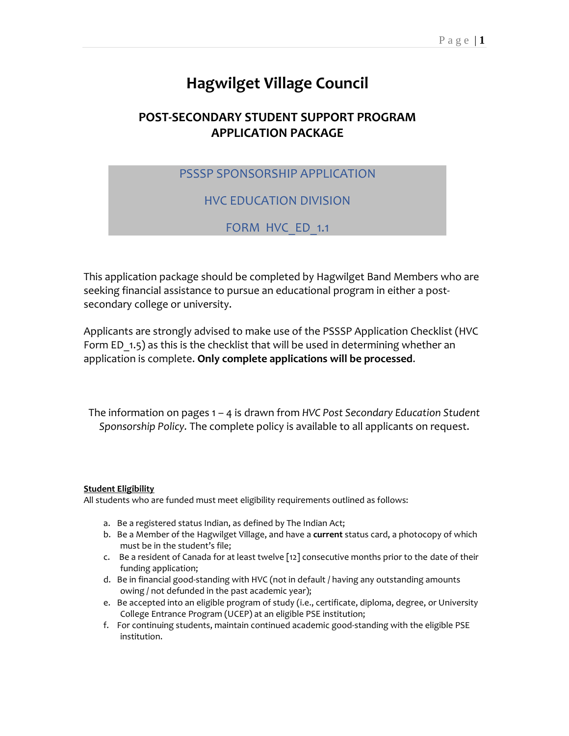# Hagwilget Village Council

## POST-SECONDARY STUDENT SUPPORT PROGRAM APPLICATION PACKAGE

PSSSP SPONSORSHIP APPLICATION

HVC EDUCATION DIVISION

FORM HVC_ED_1.1

This application package should be completed by Hagwilget Band Members who are seeking financial assistance to pursue an educational program in either a post-secondary college or university.

Applicants are strongly advised to make use of the PSSSP Application Checklist (HVC Form ED_1.5) as this is the checklist that will be used in determining whether an application is complete. **Only complete applications will be processed**.

The information on pages 1 – 4 is drawn from *HVC Post Secondary Education Student Sponsorship Policy.* The complete policy is available to all applicants on request.

**Student Eligibility**

All students who are funded must meet eligibility requirements outlined as follows:

a. Be a registered status Indian, as defined by The Indian Act;
b. Be a Member of the Hagwilget Village, and have a **current** status card, a photocopy of which must be in the student's file;
c. Be a resident of Canada for at least twelve [12] consecutive months prior to the date of their funding application;
d. Be in financial good-standing with HVC (not in default / having any outstanding amounts owing / not defunded in the past academic year);
e. Be accepted into an eligible program of study (i.e., certificate, diploma, degree, or University College Entrance Program (UCEP) at an eligible PSE institution;
f. For continuing students, maintain continued academic good-standing with the eligible PSE institution.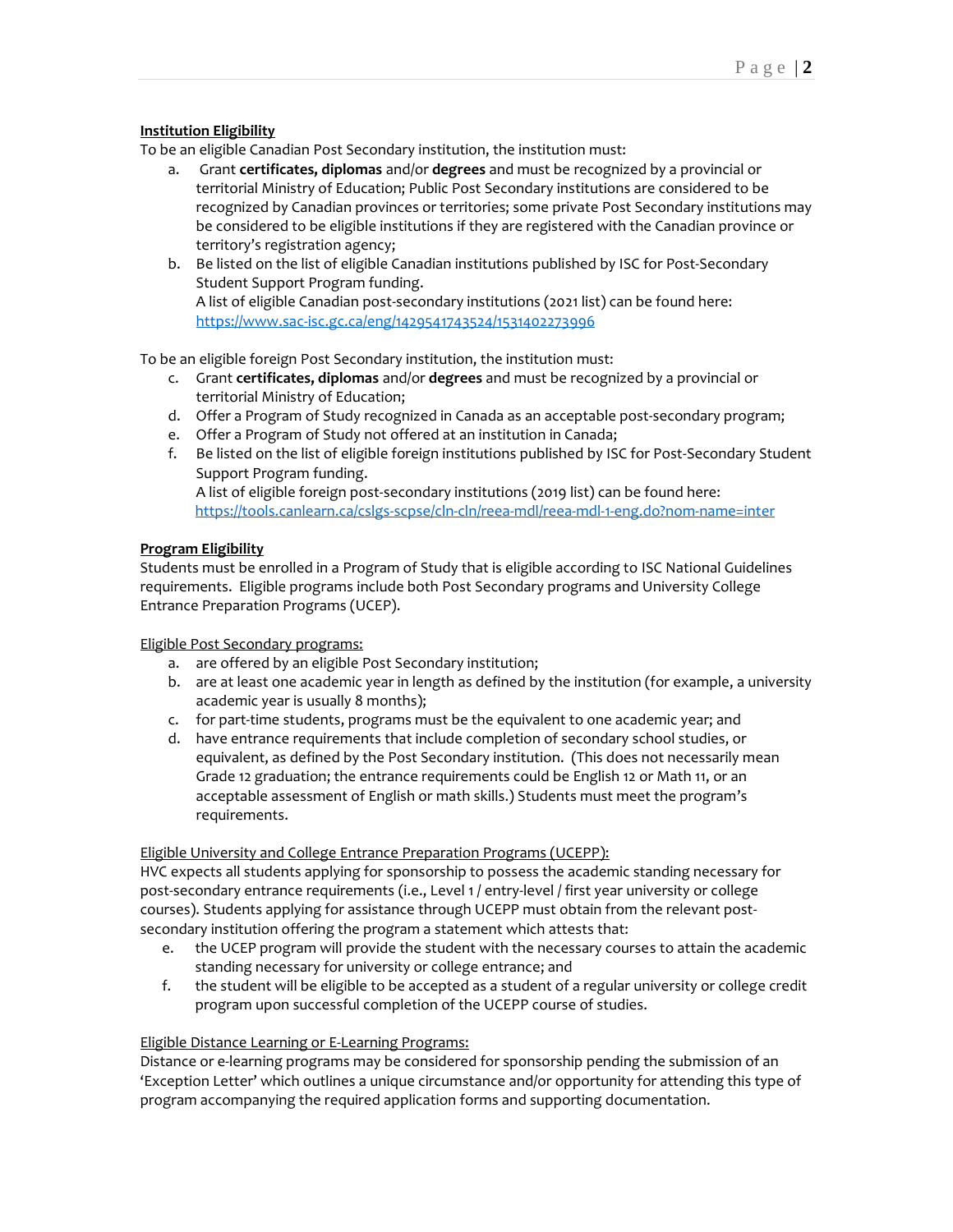**Institution Eligibility**

To be an eligible Canadian Post Secondary institution, the institution must:

a. Grant **certificates, diplomas** and/or **degrees** and must be recognized by a provincial or territorial Ministry of Education; Public Post Secondary institutions are considered to be recognized by Canadian provinces or territories; some private Post Secondary institutions may be considered to be eligible institutions if they are registered with the Canadian province or territory's registration agency;

b. Be listed on the list of eligible Canadian institutions published by ISC for Post-Secondary Student Support Program funding.
A list of eligible Canadian post-secondary institutions (2021 list) can be found here:
https://www.sac-isc.gc.ca/eng/1429541743524/1531402273996

To be an eligible foreign Post Secondary institution, the institution must:

c. Grant **certificates, diplomas** and/or **degrees** and must be recognized by a provincial or territorial Ministry of Education;

d. Offer a Program of Study recognized in Canada as an acceptable post-secondary program;

e. Offer a Program of Study not offered at an institution in Canada;

f. Be listed on the list of eligible foreign institutions published by ISC for Post-Secondary Student Support Program funding.
A list of eligible foreign post-secondary institutions (2019 list) can be found here:
https://tools.canlearn.ca/cslgs-scpse/cln-cln/reea-mdl/reea-mdl-1-eng.do?nom-name=inter

**Program Eligibility**

Students must be enrolled in a Program of Study that is eligible according to ISC National Guidelines requirements. Eligible programs include both Post Secondary programs and University College Entrance Preparation Programs (UCEP).

Eligible Post Secondary programs:

a. are offered by an eligible Post Secondary institution;

b. are at least one academic year in length as defined by the institution (for example, a university academic year is usually 8 months);

c. for part-time students, programs must be the equivalent to one academic year; and

d. have entrance requirements that include completion of secondary school studies, or equivalent, as defined by the Post Secondary institution. (This does not necessarily mean Grade 12 graduation; the entrance requirements could be English 12 or Math 11, or an acceptable assessment of English or math skills.) Students must meet the program's requirements.

Eligible University and College Entrance Preparation Programs (UCEPP):

HVC expects all students applying for sponsorship to possess the academic standing necessary for post-secondary entrance requirements (i.e., Level 1 / entry-level / first year university or college courses). Students applying for assistance through UCEPP must obtain from the relevant post-secondary institution offering the program a statement which attests that:

e. the UCEP program will provide the student with the necessary courses to attain the academic standing necessary for university or college entrance; and

f. the student will be eligible to be accepted as a student of a regular university or college credit program upon successful completion of the UCEPP course of studies.

Eligible Distance Learning or E-Learning Programs:

Distance or e-learning programs may be considered for sponsorship pending the submission of an 'Exception Letter' which outlines a unique circumstance and/or opportunity for attending this type of program accompanying the required application forms and supporting documentation.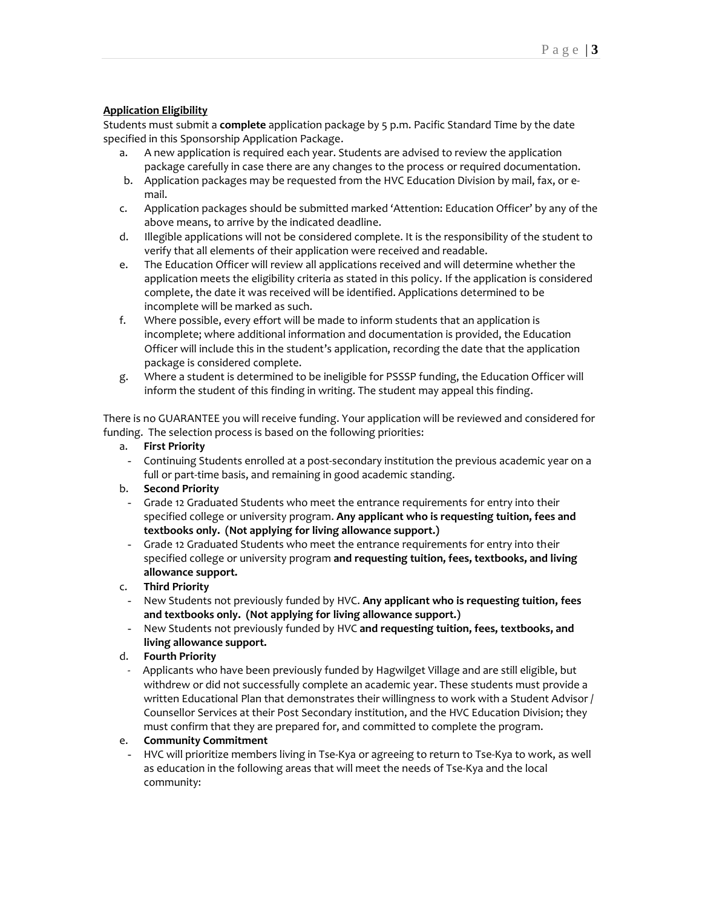**<u>Application Eligibility</u>**

Students must submit a **complete** application package by 5 p.m. Pacific Standard Time by the date specified in this Sponsorship Application Package.

a. A new application is required each year. Students are advised to review the application package carefully in case there are any changes to the process or required documentation.
b. Application packages may be requested from the HVC Education Division by mail, fax, or e-mail.
c. Application packages should be submitted marked 'Attention: Education Officer' by any of the above means, to arrive by the indicated deadline.
d. Illegible applications will not be considered complete. It is the responsibility of the student to verify that all elements of their application were received and readable.
e. The Education Officer will review all applications received and will determine whether the application meets the eligibility criteria as stated in this policy. If the application is considered complete, the date it was received will be identified. Applications determined to be incomplete will be marked as such.
f. Where possible, every effort will be made to inform students that an application is incomplete; where additional information and documentation is provided, the Education Officer will include this in the student's application, recording the date that the application package is considered complete.
g. Where a student is determined to be ineligible for PSSSP funding, the Education Officer will inform the student of this finding in writing. The student may appeal this finding.

There is no GUARANTEE you will receive funding. Your application will be reviewed and considered for funding. The selection process is based on the following priorities:

a. **First Priority**
   - Continuing Students enrolled at a post-secondary institution the previous academic year on a full or part-time basis, and remaining in good academic standing.
b. **Second Priority**
   - Grade 12 Graduated Students who meet the entrance requirements for entry into their specified college or university program. **Any applicant who is requesting tuition, fees and textbooks only. (Not applying for living allowance support.)**
   - Grade 12 Graduated Students who meet the entrance requirements for entry into their specified college or university program **and requesting tuition, fees, textbooks, and living allowance support.**
c. **Third Priority**
   - New Students not previously funded by HVC. **Any applicant who is requesting tuition, fees and textbooks only. (Not applying for living allowance support.)**
   - New Students not previously funded by HVC **and requesting tuition, fees, textbooks, and living allowance support.**
d. **Fourth Priority**
   - Applicants who have been previously funded by Hagwilget Village and are still eligible, but withdrew or did not successfully complete an academic year. These students must provide a written Educational Plan that demonstrates their willingness to work with a Student Advisor / Counsellor Services at their Post Secondary institution, and the HVC Education Division; they must confirm that they are prepared for, and committed to complete the program.
e. **Community Commitment**
   - HVC will prioritize members living in Tse-Kya or agreeing to return to Tse-Kya to work, as well as education in the following areas that will meet the needs of Tse-Kya and the local community: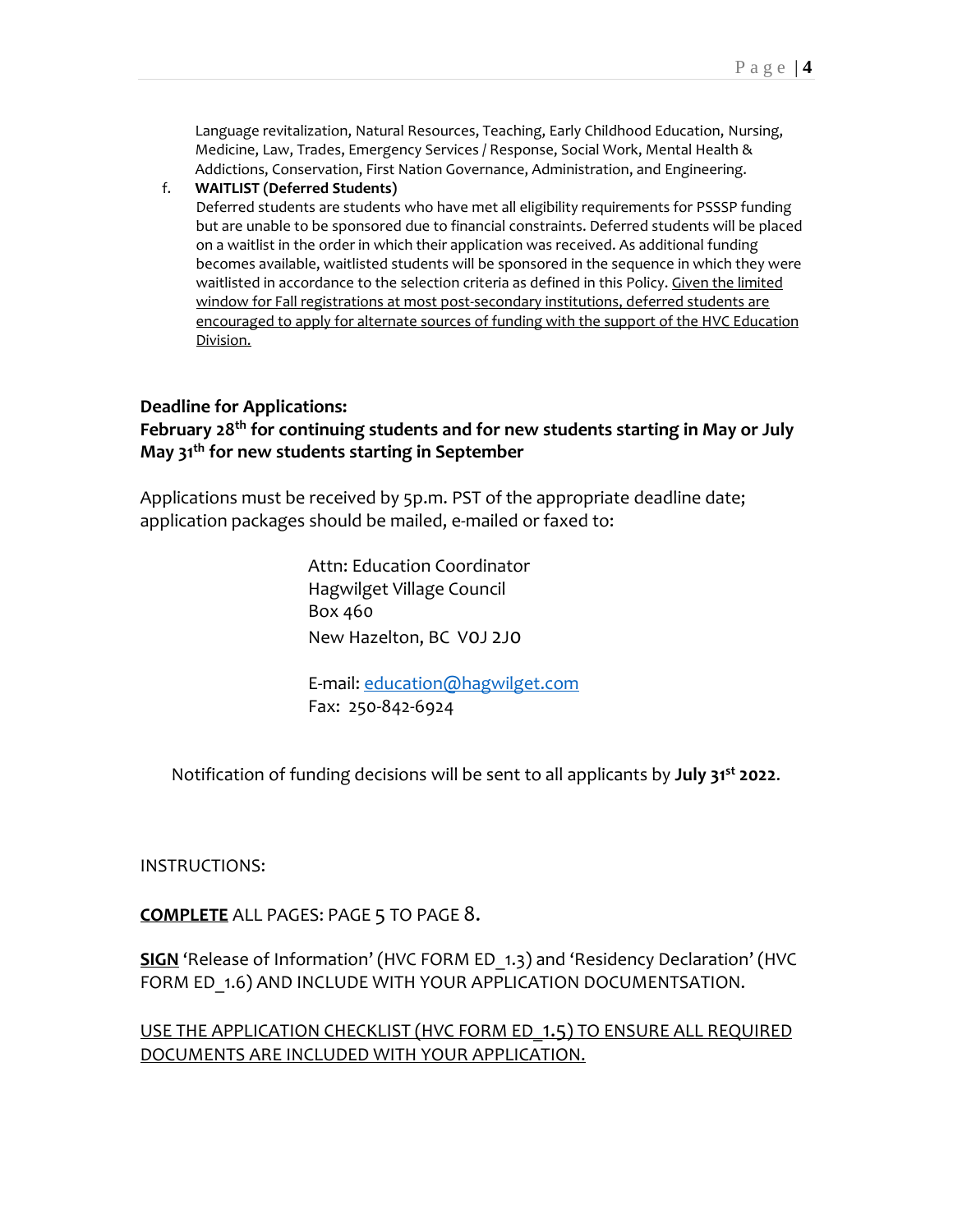Language revitalization, Natural Resources, Teaching, Early Childhood Education, Nursing, Medicine, Law, Trades, Emergency Services / Response, Social Work, Mental Health & Addictions, Conservation, First Nation Governance, Administration, and Engineering.

f. **WAITLIST (Deferred Students)**
Deferred students are students who have met all eligibility requirements for PSSSP funding but are unable to be sponsored due to financial constraints. Deferred students will be placed on a waitlist in the order in which their application was received. As additional funding becomes available, waitlisted students will be sponsored in the sequence in which they were waitlisted in accordance to the selection criteria as defined in this Policy. <u>Given the limited window for Fall registrations at most post-secondary institutions, deferred students are encouraged to apply for alternate sources of funding with the support of the HVC Education Division.</u>

**Deadline for Applications:**
**February 28th for continuing students and for new students starting in May or July**
**May 31st for new students starting in September**

Applications must be received by 5p.m. PST of the appropriate deadline date; application packages should be mailed, e-mailed or faxed to:

Attn: Education Coordinator
Hagwilget Village Council
Box 460
New Hazelton, BC V0J 2J0

E-mail: education@hagwilget.com
Fax: 250-842-6924

Notification of funding decisions will be sent to all applicants by **July 31st 2022**.

INSTRUCTIONS:

**<u>COMPLETE</u>** ALL PAGES: PAGE 5 TO PAGE 8.

**<u>SIGN</u>** 'Release of Information' (HVC FORM ED_1.3) and 'Residency Declaration' (HVC FORM ED_1.6) AND INCLUDE WITH YOUR APPLICATION DOCUMENTSATION.

<u>USE THE APPLICATION CHECKLIST (HVC FORM ED_1.5) TO ENSURE ALL REQUIRED DOCUMENTS ARE INCLUDED WITH YOUR APPLICATION.</u>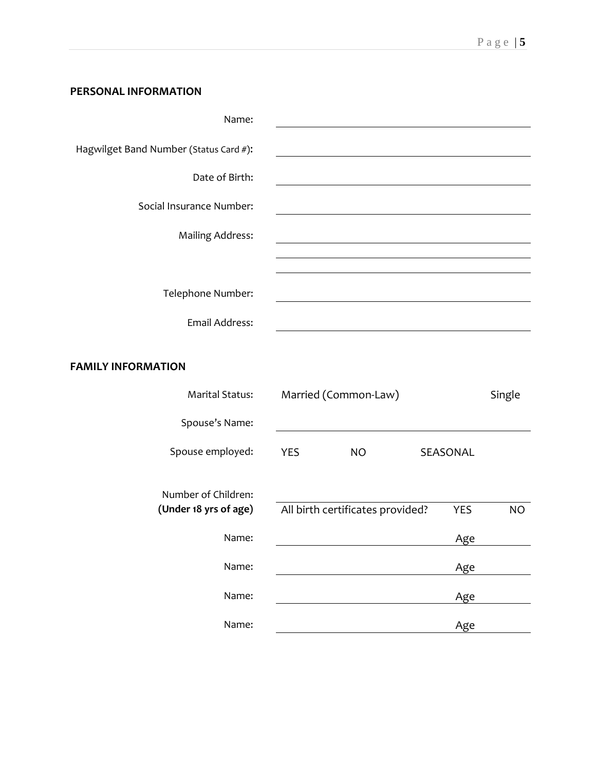## PERSONAL INFORMATION

Name: ______________________________

Hagwilget Band Number (Status Card #): ______________________________

Date of Birth: ______________________________

Social Insurance Number: ______________________________

Mailing Address: ______________________________

______________________________

______________________________

Telephone Number: ______________________________

Email Address: ______________________________

## FAMILY INFORMATION

Marital Status: Married (Common-Law) Single

Spouse's Name: ______________________________

Spouse employed: YES NO SEASONAL

Number of Children: ______________________________
**(Under 18 yrs of age)** All birth certificates provided? YES NO

Name: ______________________ Age ________

Name: ______________________ Age ________

Name: ______________________ Age ________

Name: ______________________ Age ________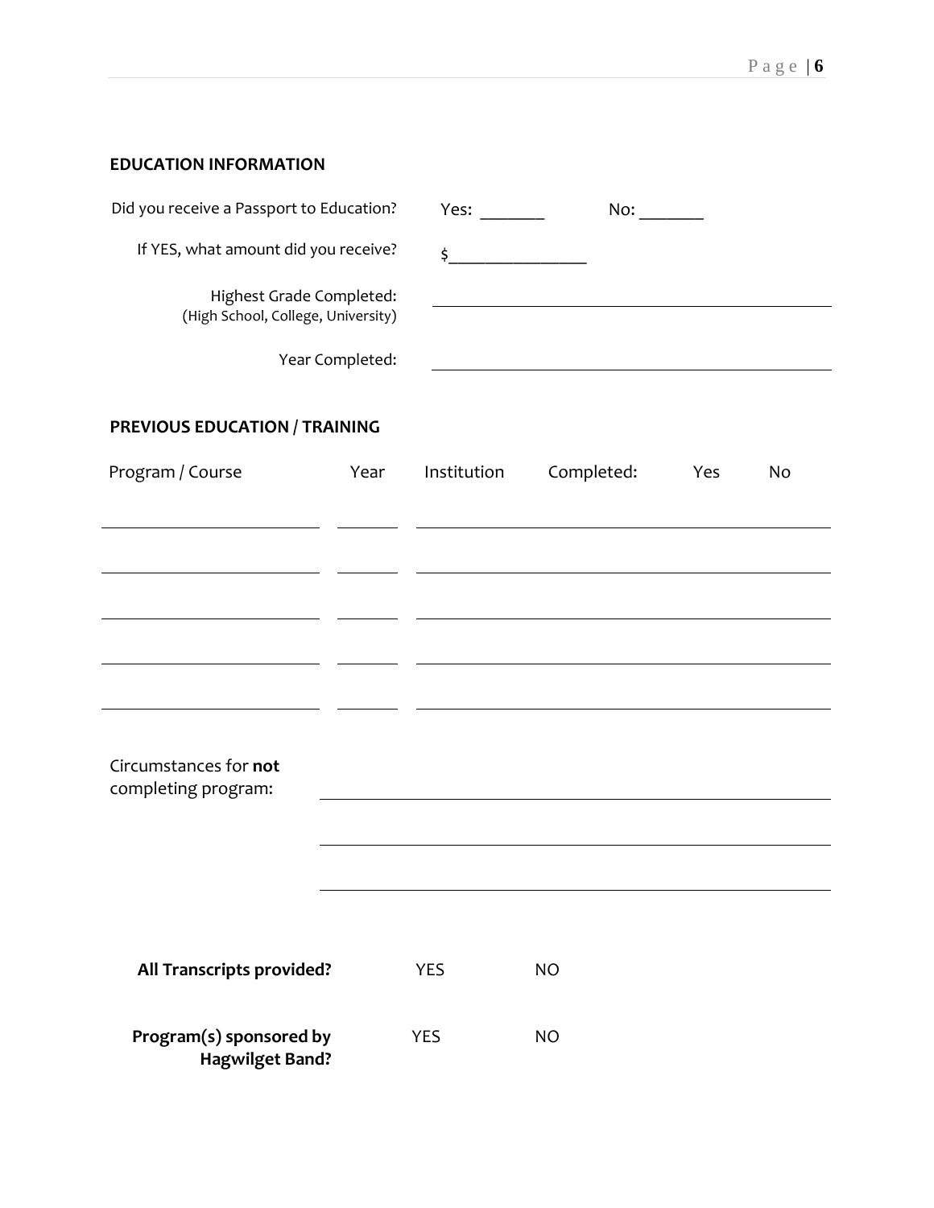## EDUCATION INFORMATION

Did you receive a Passport to Education? Yes: _______ No: _______

If YES, what amount did you receive? $________________

Highest Grade Completed:
(High School, College, University) ______________________________

Year Completed: ______________________________

## PREVIOUS EDUCATION / TRAINING

| Program / Course | Year | Institution | Completed: Yes | No |
|---|---|---|---|---|
| | | | | |
| | | | | |
| | | | | |
| | | | | |
| | | | | |

Circumstances for **not** completing program: ______________________________

______________________________

______________________________

**All Transcripts provided?** YES NO

**Program(s) sponsored by Hagwilget Band?** YES NO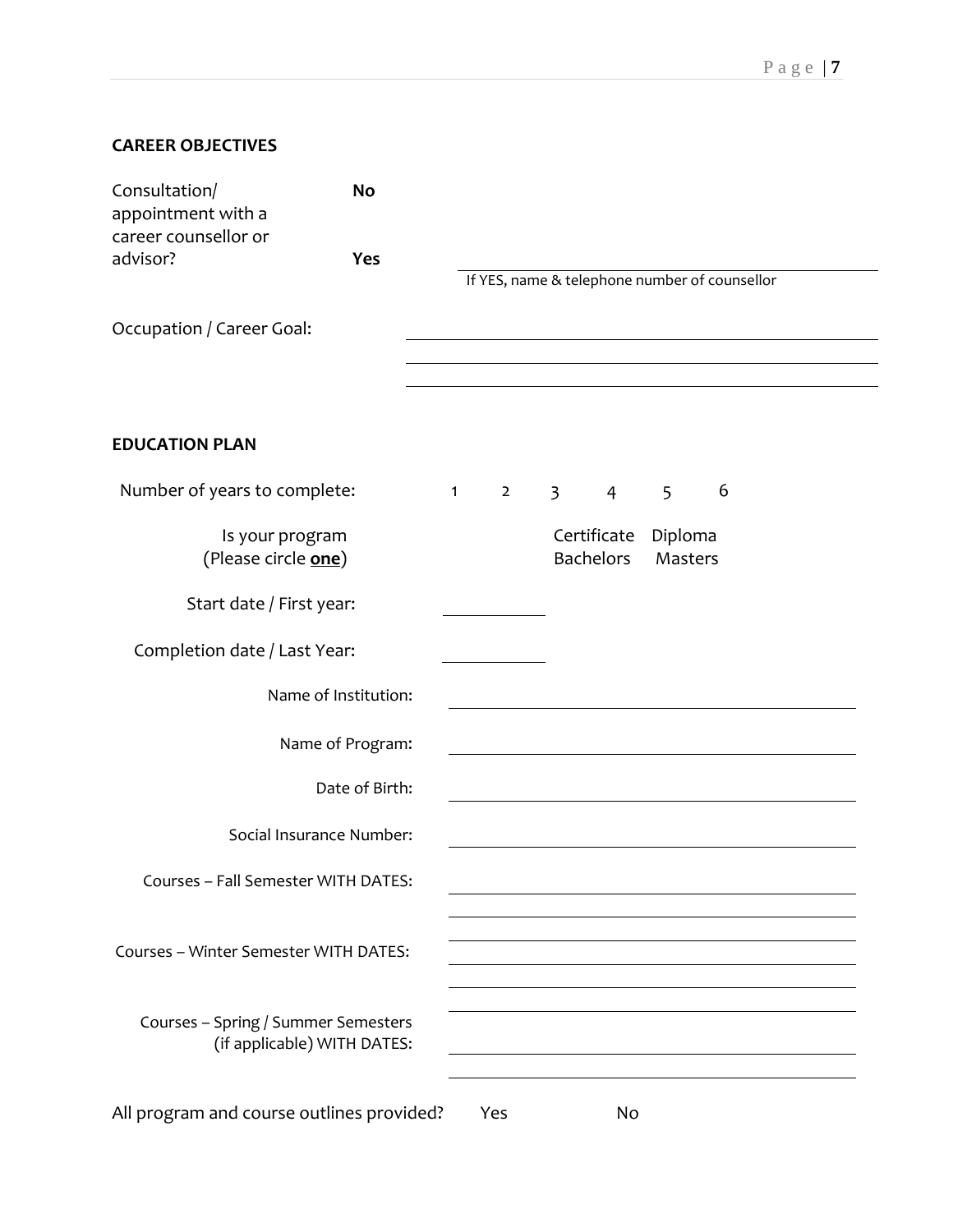## CAREER OBJECTIVES

Consultation/ appointment with a career counsellor or advisor?

**No**

**Yes** ______________________________
If YES, name & telephone number of counsellor

Occupation / Career Goal: ______________________________

______________________________

______________________________

## EDUCATION PLAN

Number of years to complete: 1 2 3 4 5 6

Is your program (Please circle **one**) Certificate Diploma Bachelors Masters

Start date / First year: __________

Completion date / Last Year: __________

Name of Institution: ______________________________

Name of Program: ______________________________

Date of Birth: ______________________________

Social Insurance Number: ______________________________

Courses – Fall Semester WITH DATES: ______________________________

______________________________

Courses – Winter Semester WITH DATES: ______________________________

______________________________

Courses – Spring / Summer Semesters (if applicable) WITH DATES: ______________________________

______________________________

All program and course outlines provided? Yes No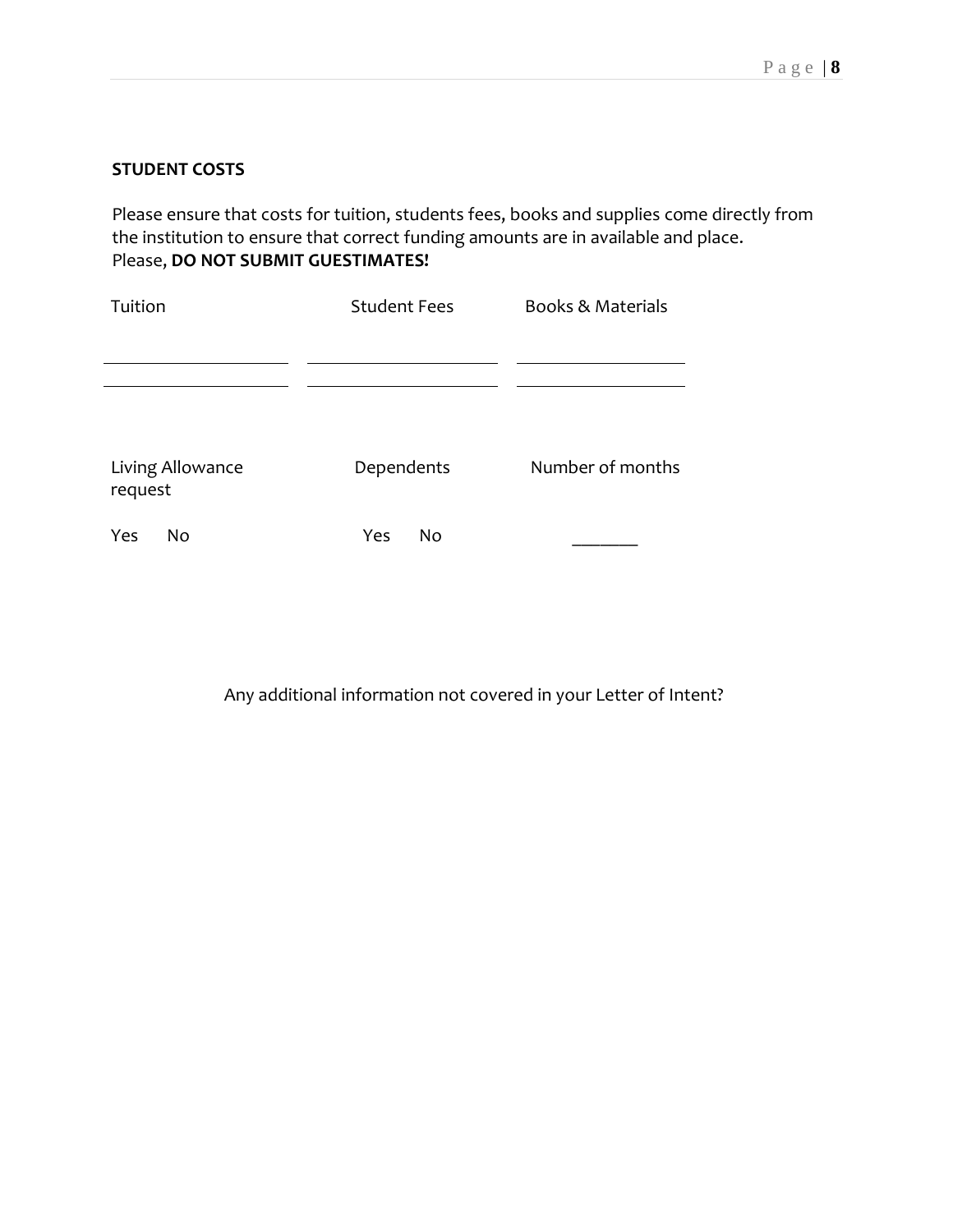**STUDENT COSTS**

Please ensure that costs for tuition, students fees, books and supplies come directly from the institution to ensure that correct funding amounts are in available and place. Please, **DO NOT SUBMIT GUESTIMATES!**

| Tuition | Student Fees | Books & Materials |
| --- | --- | --- |
| ____________________ | ____________________ | ____________________ |
| ____________________ | ____________________ | ____________________ |

| Living Allowance request | Dependents | Number of months |
| --- | --- | --- |
| Yes No | Yes No | _______ |

Any additional information not covered in your Letter of Intent?